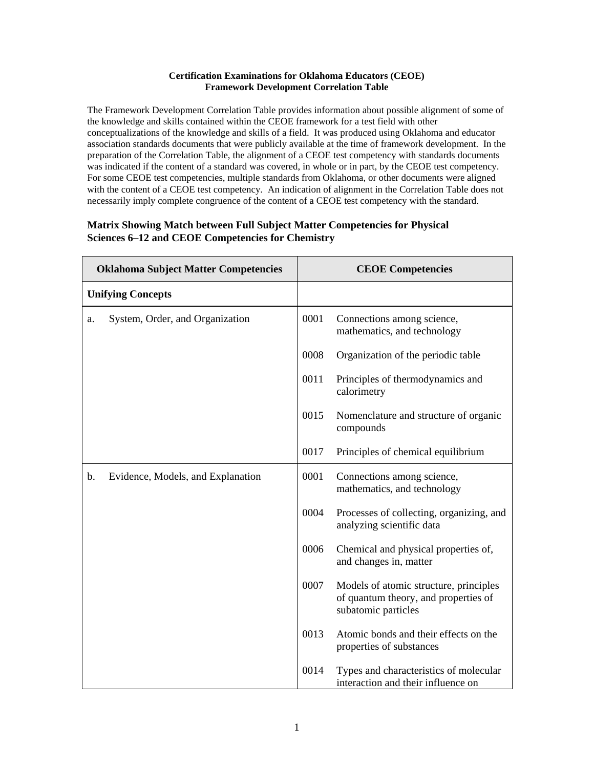**Certification Examinations for Oklahoma Educators (CEOE)**
**Framework Development Correlation Table**

The Framework Development Correlation Table provides information about possible alignment of some of the knowledge and skills contained within the CEOE framework for a test field with other conceptualizations of the knowledge and skills of a field. It was produced using Oklahoma and educator association standards documents that were publicly available at the time of framework development. In the preparation of the Correlation Table, the alignment of a CEOE test competency with standards documents was indicated if the content of a standard was covered, in whole or in part, by the CEOE test competency. For some CEOE test competencies, multiple standards from Oklahoma, or other documents were aligned with the content of a CEOE test competency. An indication of alignment in the Correlation Table does not necessarily imply complete congruence of the content of a CEOE test competency with the standard.

## Matrix Showing Match between Full Subject Matter Competencies for Physical Sciences 6–12 and CEOE Competencies for Chemistry

| Oklahoma Subject Matter Competencies | CEOE Competencies |
|---|---|
| **Unifying Concepts** | |
| a. System, Order, and Organization | 0001 Connections among science, mathematics, and technology |
| | 0008 Organization of the periodic table |
| | 0011 Principles of thermodynamics and calorimetry |
| | 0015 Nomenclature and structure of organic compounds |
| | 0017 Principles of chemical equilibrium |
| b. Evidence, Models, and Explanation | 0001 Connections among science, mathematics, and technology |
| | 0004 Processes of collecting, organizing, and analyzing scientific data |
| | 0006 Chemical and physical properties of, and changes in, matter |
| | 0007 Models of atomic structure, principles of quantum theory, and properties of subatomic particles |
| | 0013 Atomic bonds and their effects on the properties of substances |
| | 0014 Types and characteristics of molecular interaction and their influence on |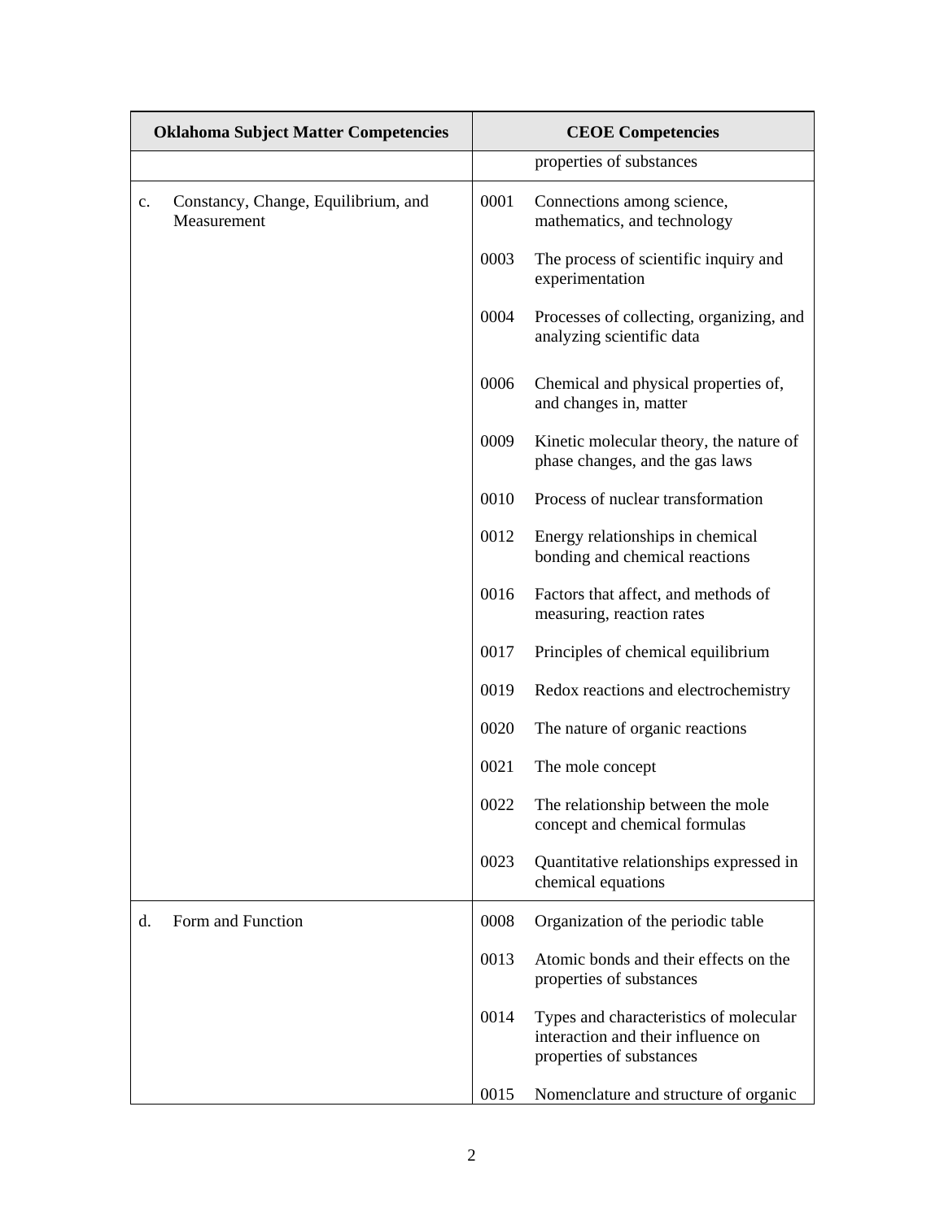| Oklahoma Subject Matter Competencies | | CEOE Competencies | |
|---|---|---|---|
| | | | properties of substances |
| c. | Constancy, Change, Equilibrium, and Measurement | 0001 | Connections among science, mathematics, and technology |
| | | 0003 | The process of scientific inquiry and experimentation |
| | | 0004 | Processes of collecting, organizing, and analyzing scientific data |
| | | 0006 | Chemical and physical properties of, and changes in, matter |
| | | 0009 | Kinetic molecular theory, the nature of phase changes, and the gas laws |
| | | 0010 | Process of nuclear transformation |
| | | 0012 | Energy relationships in chemical bonding and chemical reactions |
| | | 0016 | Factors that affect, and methods of measuring, reaction rates |
| | | 0017 | Principles of chemical equilibrium |
| | | 0019 | Redox reactions and electrochemistry |
| | | 0020 | The nature of organic reactions |
| | | 0021 | The mole concept |
| | | 0022 | The relationship between the mole concept and chemical formulas |
| | | 0023 | Quantitative relationships expressed in chemical equations |
| d. | Form and Function | 0008 | Organization of the periodic table |
| | | 0013 | Atomic bonds and their effects on the properties of substances |
| | | 0014 | Types and characteristics of molecular interaction and their influence on properties of substances |
| | | 0015 | Nomenclature and structure of organic |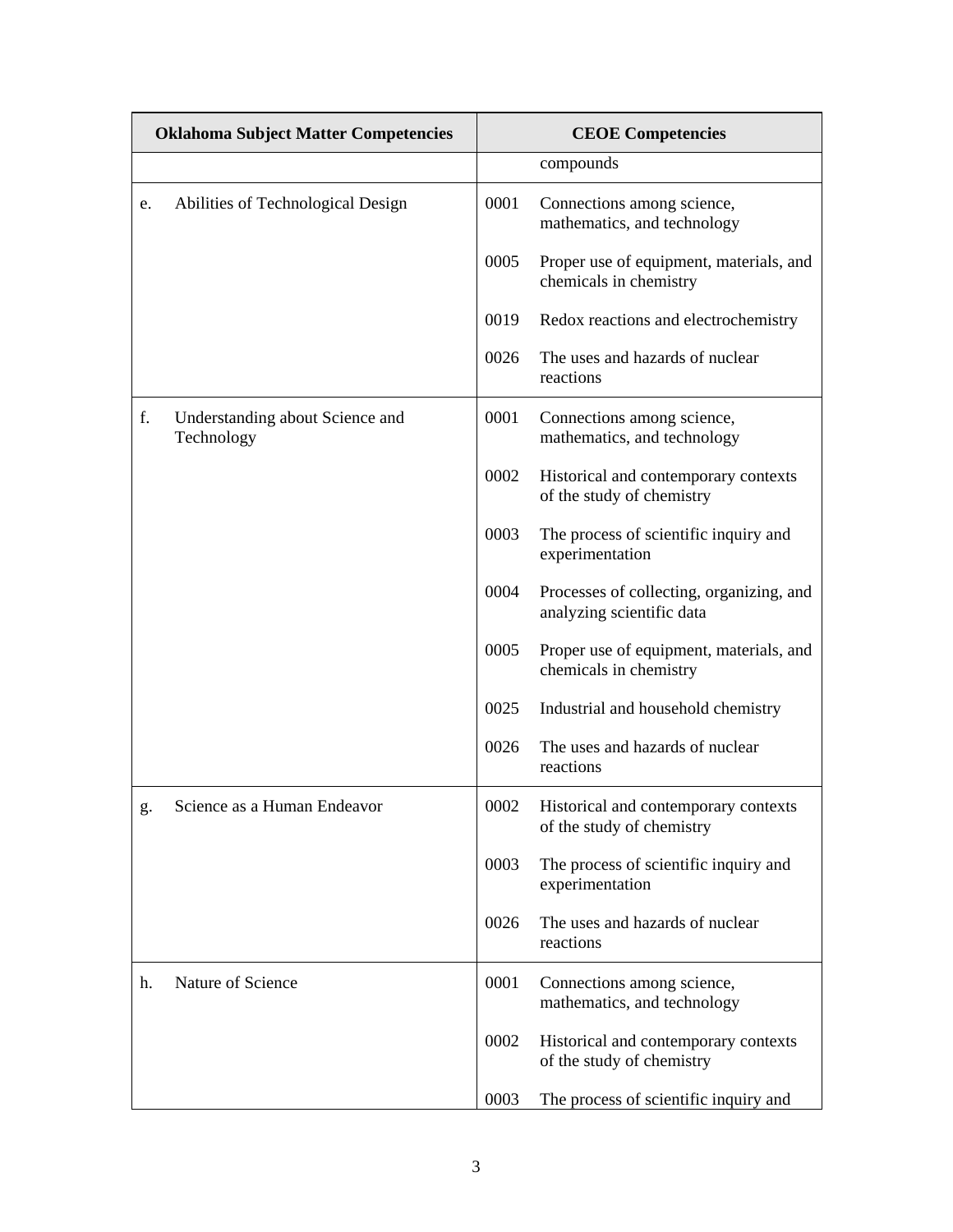| Oklahoma Subject Matter Competencies | CEOE Competencies |
|---|---|
| | compounds |
| e. Abilities of Technological Design | 0001 Connections among science, mathematics, and technology |
| | 0005 Proper use of equipment, materials, and chemicals in chemistry |
| | 0019 Redox reactions and electrochemistry |
| | 0026 The uses and hazards of nuclear reactions |
| f. Understanding about Science and Technology | 0001 Connections among science, mathematics, and technology |
| | 0002 Historical and contemporary contexts of the study of chemistry |
| | 0003 The process of scientific inquiry and experimentation |
| | 0004 Processes of collecting, organizing, and analyzing scientific data |
| | 0005 Proper use of equipment, materials, and chemicals in chemistry |
| | 0025 Industrial and household chemistry |
| | 0026 The uses and hazards of nuclear reactions |
| g. Science as a Human Endeavor | 0002 Historical and contemporary contexts of the study of chemistry |
| | 0003 The process of scientific inquiry and experimentation |
| | 0026 The uses and hazards of nuclear reactions |
| h. Nature of Science | 0001 Connections among science, mathematics, and technology |
| | 0002 Historical and contemporary contexts of the study of chemistry |
| | 0003 The process of scientific inquiry and |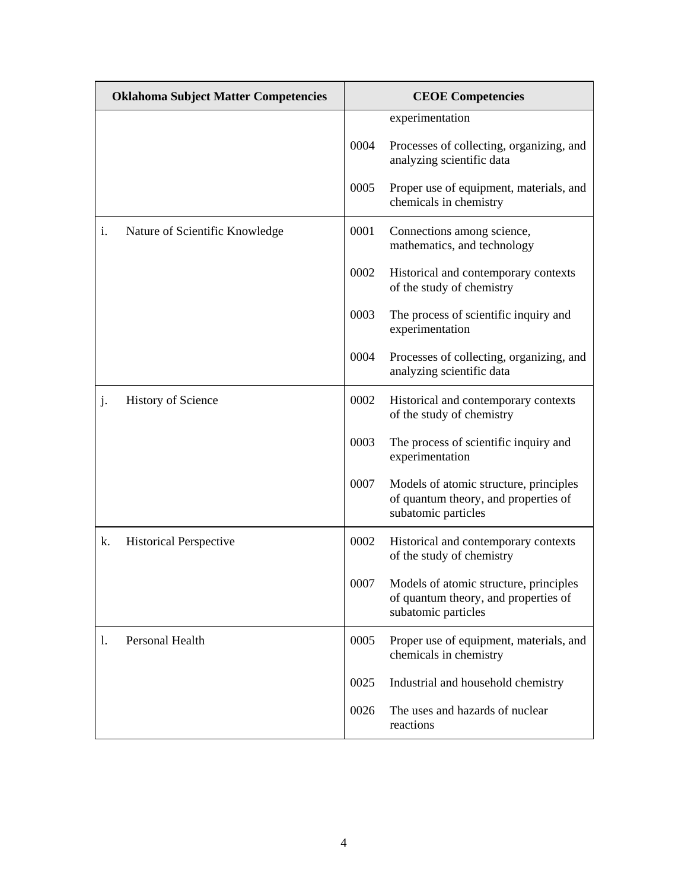| Oklahoma Subject Matter Competencies | CEOE Competencies |
|---|---|
| | experimentation |
| | 0004 Processes of collecting, organizing, and analyzing scientific data |
| | 0005 Proper use of equipment, materials, and chemicals in chemistry |
| i. Nature of Scientific Knowledge | 0001 Connections among science, mathematics, and technology |
| | 0002 Historical and contemporary contexts of the study of chemistry |
| | 0003 The process of scientific inquiry and experimentation |
| | 0004 Processes of collecting, organizing, and analyzing scientific data |
| j. History of Science | 0002 Historical and contemporary contexts of the study of chemistry |
| | 0003 The process of scientific inquiry and experimentation |
| | 0007 Models of atomic structure, principles of quantum theory, and properties of subatomic particles |
| k. Historical Perspective | 0002 Historical and contemporary contexts of the study of chemistry |
| | 0007 Models of atomic structure, principles of quantum theory, and properties of subatomic particles |
| l. Personal Health | 0005 Proper use of equipment, materials, and chemicals in chemistry |
| | 0025 Industrial and household chemistry |
| | 0026 The uses and hazards of nuclear reactions |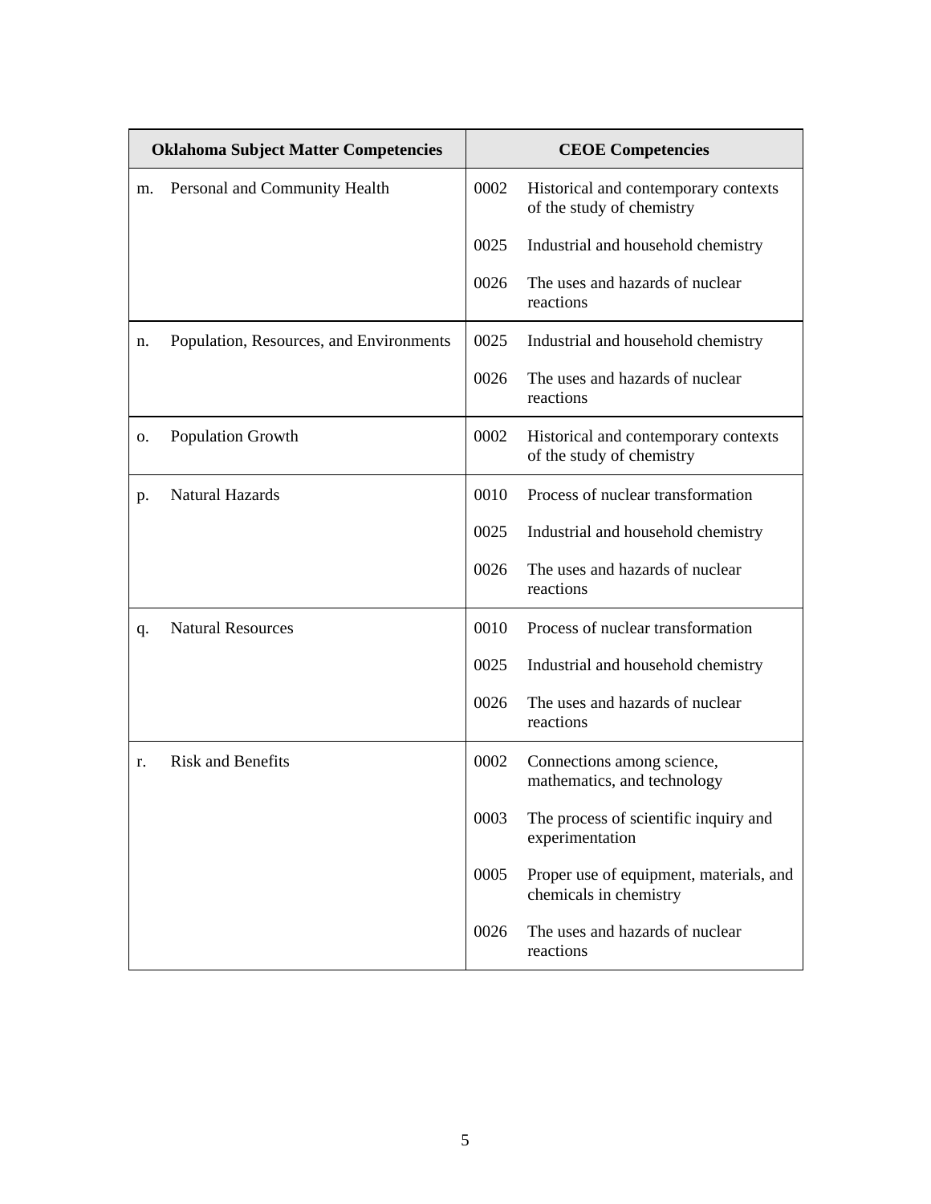| Oklahoma Subject Matter Competencies | CEOE Competencies | |
|---|---|---|
| m. Personal and Community Health | 0002 | Historical and contemporary contexts of the study of chemistry |
| | 0025 | Industrial and household chemistry |
| | 0026 | The uses and hazards of nuclear reactions |
| n. Population, Resources, and Environments | 0025 | Industrial and household chemistry |
| | 0026 | The uses and hazards of nuclear reactions |
| o. Population Growth | 0002 | Historical and contemporary contexts of the study of chemistry |
| p. Natural Hazards | 0010 | Process of nuclear transformation |
| | 0025 | Industrial and household chemistry |
| | 0026 | The uses and hazards of nuclear reactions |
| q. Natural Resources | 0010 | Process of nuclear transformation |
| | 0025 | Industrial and household chemistry |
| | 0026 | The uses and hazards of nuclear reactions |
| r. Risk and Benefits | 0002 | Connections among science, mathematics, and technology |
| | 0003 | The process of scientific inquiry and experimentation |
| | 0005 | Proper use of equipment, materials, and chemicals in chemistry |
| | 0026 | The uses and hazards of nuclear reactions |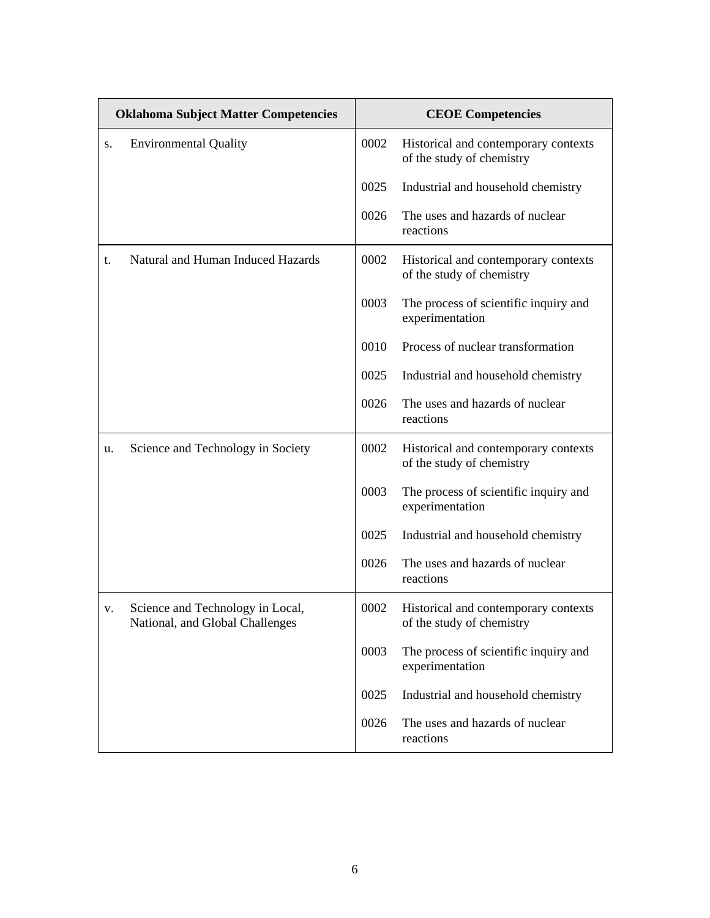| Oklahoma Subject Matter Competencies | CEOE Competencies |
|---|---|
| s. Environmental Quality | 0002 Historical and contemporary contexts of the study of chemistry |
| | 0025 Industrial and household chemistry |
| | 0026 The uses and hazards of nuclear reactions |
| t. Natural and Human Induced Hazards | 0002 Historical and contemporary contexts of the study of chemistry |
| | 0003 The process of scientific inquiry and experimentation |
| | 0010 Process of nuclear transformation |
| | 0025 Industrial and household chemistry |
| | 0026 The uses and hazards of nuclear reactions |
| u. Science and Technology in Society | 0002 Historical and contemporary contexts of the study of chemistry |
| | 0003 The process of scientific inquiry and experimentation |
| | 0025 Industrial and household chemistry |
| | 0026 The uses and hazards of nuclear reactions |
| v. Science and Technology in Local, National, and Global Challenges | 0002 Historical and contemporary contexts of the study of chemistry |
| | 0003 The process of scientific inquiry and experimentation |
| | 0025 Industrial and household chemistry |
| | 0026 The uses and hazards of nuclear reactions |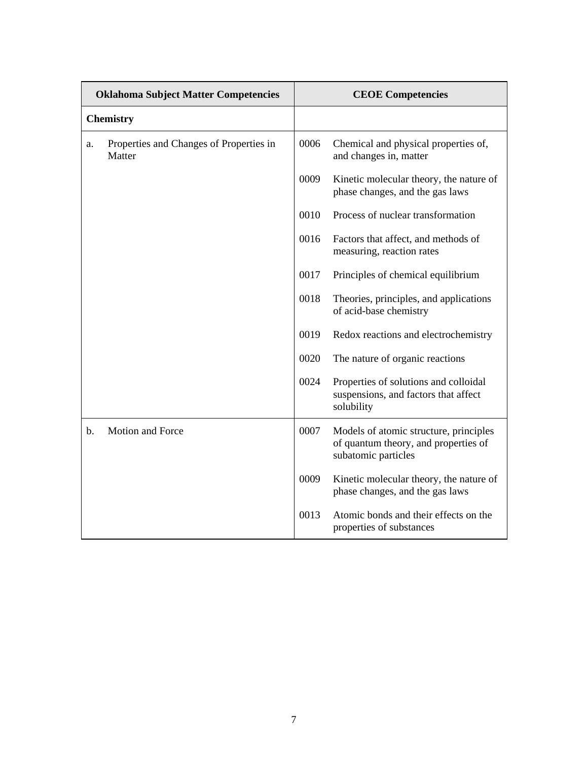| Oklahoma Subject Matter Competencies | CEOE Competencies |
|---|---|
| **Chemistry** | |
| a. Properties and Changes of Properties in Matter | 0006 Chemical and physical properties of, and changes in, matter |
| | 0009 Kinetic molecular theory, the nature of phase changes, and the gas laws |
| | 0010 Process of nuclear transformation |
| | 0016 Factors that affect, and methods of measuring, reaction rates |
| | 0017 Principles of chemical equilibrium |
| | 0018 Theories, principles, and applications of acid-base chemistry |
| | 0019 Redox reactions and electrochemistry |
| | 0020 The nature of organic reactions |
| | 0024 Properties of solutions and colloidal suspensions, and factors that affect solubility |
| b. Motion and Force | 0007 Models of atomic structure, principles of quantum theory, and properties of subatomic particles |
| | 0009 Kinetic molecular theory, the nature of phase changes, and the gas laws |
| | 0013 Atomic bonds and their effects on the properties of substances |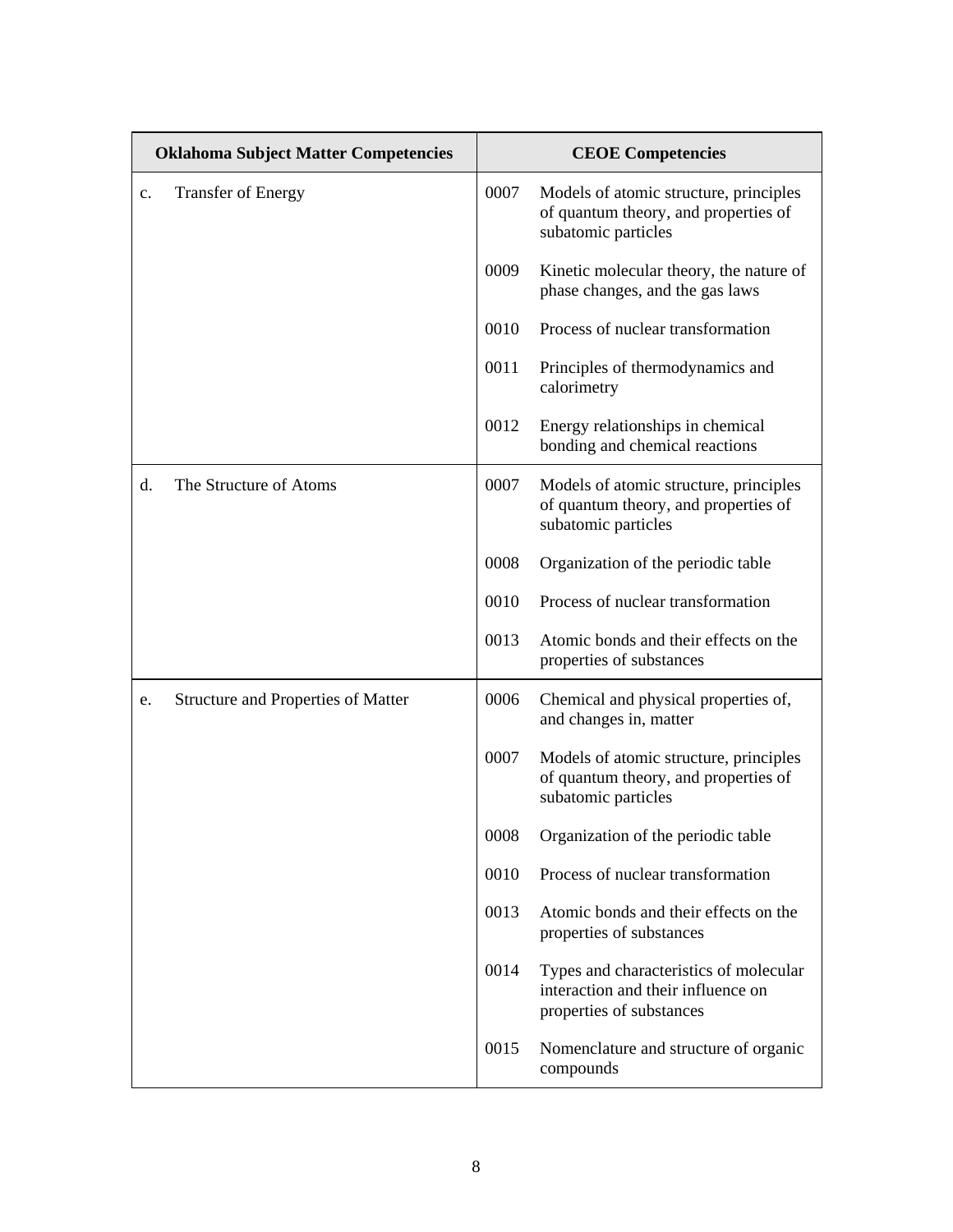| Oklahoma Subject Matter Competencies | CEOE Competencies |
|---|---|
| c. Transfer of Energy | 0007 Models of atomic structure, principles of quantum theory, and properties of subatomic particles |
| | 0009 Kinetic molecular theory, the nature of phase changes, and the gas laws |
| | 0010 Process of nuclear transformation |
| | 0011 Principles of thermodynamics and calorimetry |
| | 0012 Energy relationships in chemical bonding and chemical reactions |
| d. The Structure of Atoms | 0007 Models of atomic structure, principles of quantum theory, and properties of subatomic particles |
| | 0008 Organization of the periodic table |
| | 0010 Process of nuclear transformation |
| | 0013 Atomic bonds and their effects on the properties of substances |
| e. Structure and Properties of Matter | 0006 Chemical and physical properties of, and changes in, matter |
| | 0007 Models of atomic structure, principles of quantum theory, and properties of subatomic particles |
| | 0008 Organization of the periodic table |
| | 0010 Process of nuclear transformation |
| | 0013 Atomic bonds and their effects on the properties of substances |
| | 0014 Types and characteristics of molecular interaction and their influence on properties of substances |
| | 0015 Nomenclature and structure of organic compounds |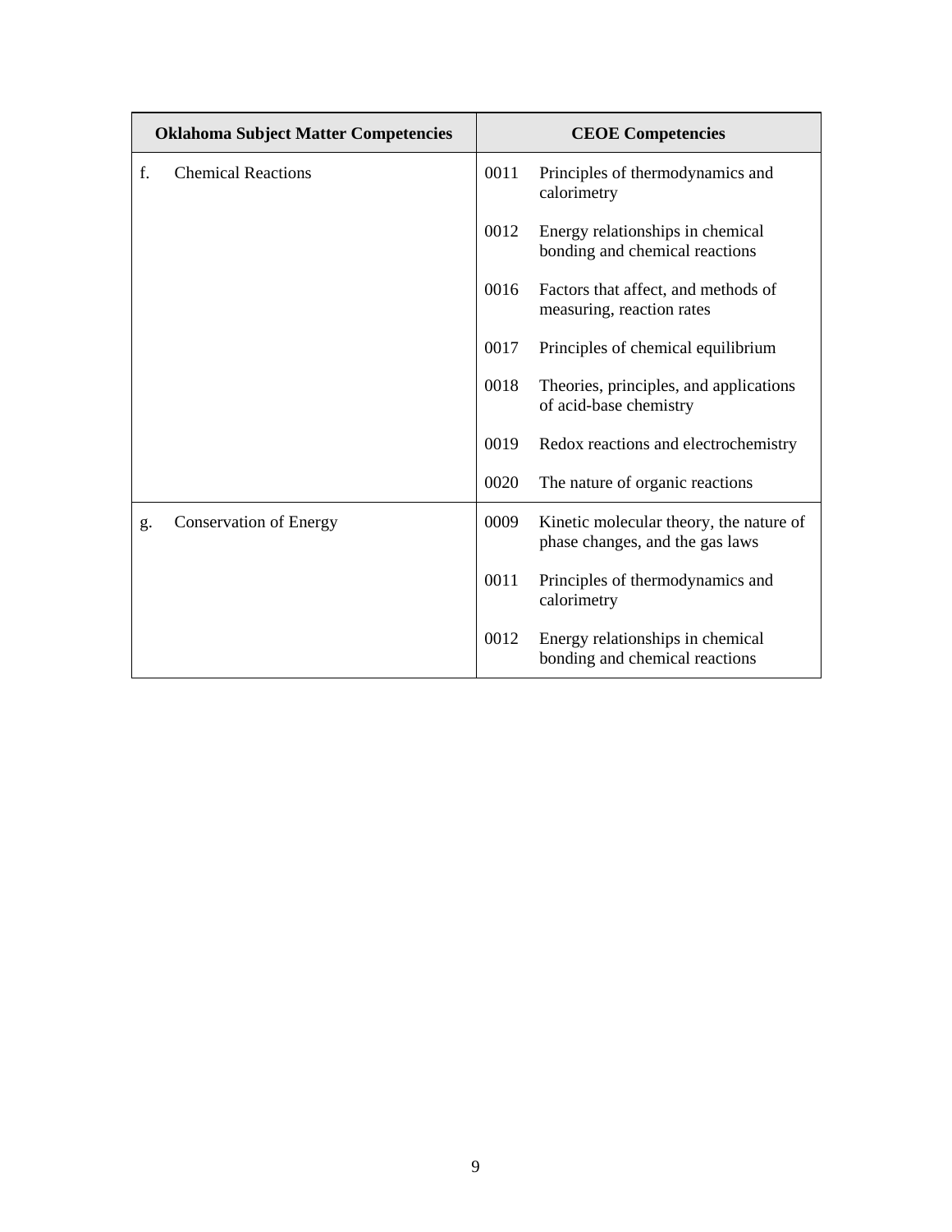| Oklahoma Subject Matter Competencies | CEOE Competencies |
|---|---|
| f. Chemical Reactions | 0011 Principles of thermodynamics and calorimetry |
| | 0012 Energy relationships in chemical bonding and chemical reactions |
| | 0016 Factors that affect, and methods of measuring, reaction rates |
| | 0017 Principles of chemical equilibrium |
| | 0018 Theories, principles, and applications of acid-base chemistry |
| | 0019 Redox reactions and electrochemistry |
| | 0020 The nature of organic reactions |
| g. Conservation of Energy | 0009 Kinetic molecular theory, the nature of phase changes, and the gas laws |
| | 0011 Principles of thermodynamics and calorimetry |
| | 0012 Energy relationships in chemical bonding and chemical reactions |